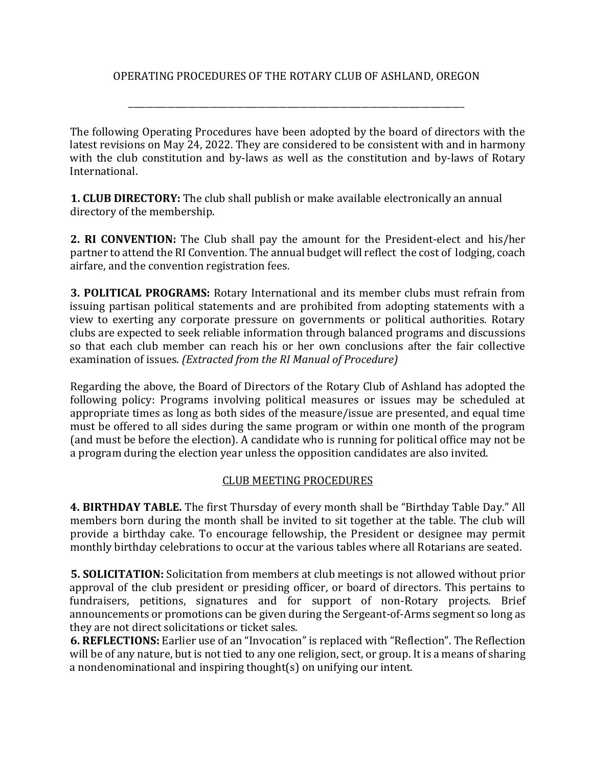# OPERATING PROCEDURES OF THE ROTARY CLUB OF ASHLAND, OREGON

---

The following Operating Procedures have been adopted by the board of directors with the latest revisions on May 24, 2022. They are considered to be consistent with and in harmony with the club constitution and by-laws as well as the constitution and by-laws of Rotary International.

**1. CLUB DIRECTORY:** The club shall publish or make available electronically an annual directory of the membership.

**2. RI CONVENTION:** The Club shall pay the amount for the President-elect and his/her partner to attend the RI Convention. The annual budget will reflect the cost of lodging, coach airfare, and the convention registration fees.

**3. POLITICAL PROGRAMS:** Rotary International and its member clubs must refrain from issuing partisan political statements and are prohibited from adopting statements with a view to exerting any corporate pressure on governments or political authorities. Rotary clubs are expected to seek reliable information through balanced programs and discussions so that each club member can reach his or her own conclusions after the fair collective examination of issues. *(Extracted from the RI Manual of Procedure)*

Regarding the above, the Board of Directors of the Rotary Club of Ashland has adopted the following policy: Programs involving political measures or issues may be scheduled at appropriate times as long as both sides of the measure/issue are presented, and equal time must be offered to all sides during the same program or within one month of the program (and must be before the election). A candidate who is running for political office may not be a program during the election year unless the opposition candidates are also invited.

## CLUB MEETING PROCEDURES

**4. BIRTHDAY TABLE.** The first Thursday of every month shall be "Birthday Table Day." All members born during the month shall be invited to sit together at the table. The club will provide a birthday cake. To encourage fellowship, the President or designee may permit monthly birthday celebrations to occur at the various tables where all Rotarians are seated.

**5. SOLICITATION:** Solicitation from members at club meetings is not allowed without prior approval of the club president or presiding officer, or board of directors. This pertains to fundraisers, petitions, signatures and for support of non-Rotary projects. Brief announcements or promotions can be given during the Sergeant-of-Arms segment so long as they are not direct solicitations or ticket sales.

**6. REFLECTIONS:** Earlier use of an "Invocation" is replaced with "Reflection". The Reflection will be of any nature, but is not tied to any one religion, sect, or group. It is a means of sharing a nondenominational and inspiring thought(s) on unifying our intent.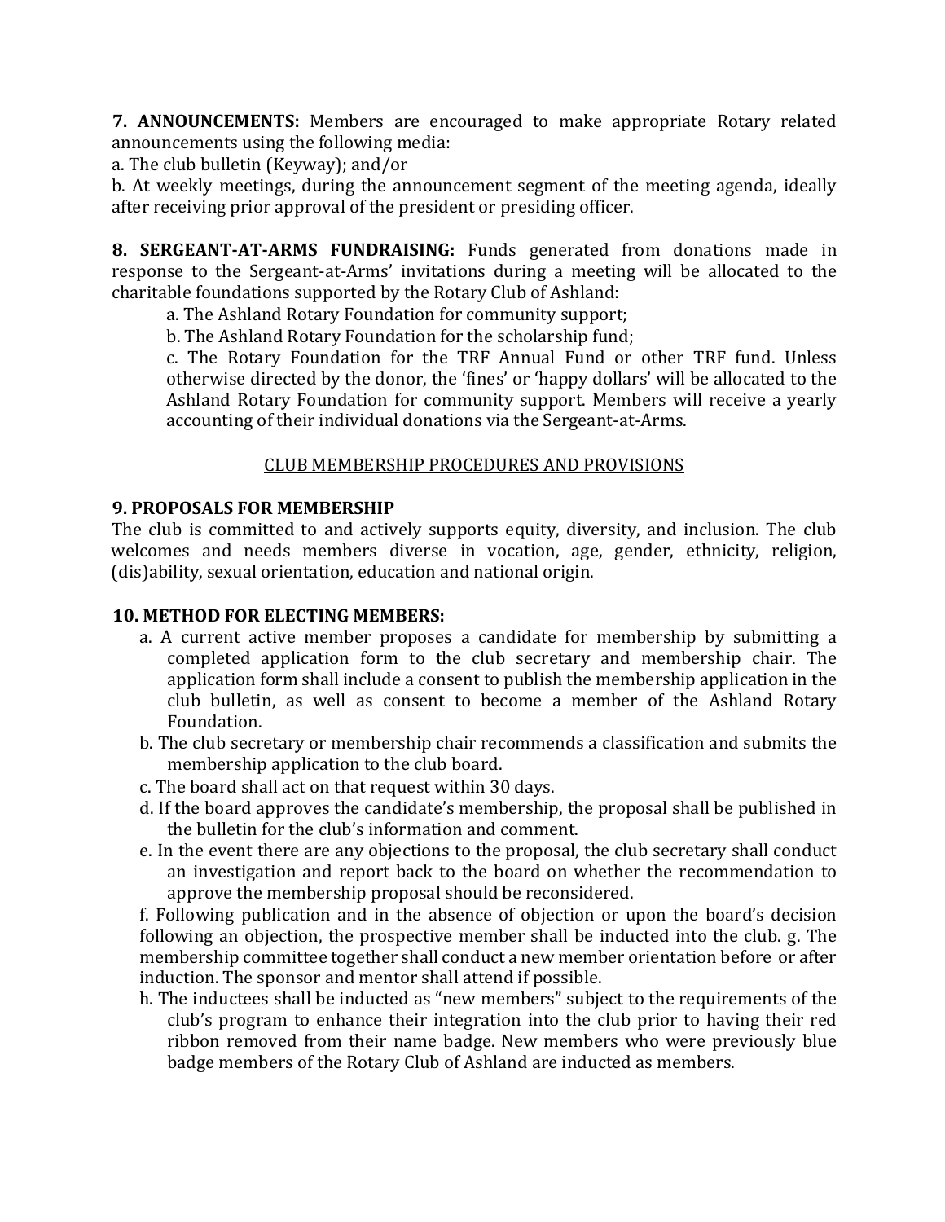**7. ANNOUNCEMENTS:** Members are encouraged to make appropriate Rotary related announcements using the following media:

a. The club bulletin (Keyway); and/or

b. At weekly meetings, during the announcement segment of the meeting agenda, ideally after receiving prior approval of the president or presiding officer.

**8. SERGEANT-AT-ARMS FUNDRAISING:** Funds generated from donations made in response to the Sergeant-at-Arms' invitations during a meeting will be allocated to the charitable foundations supported by the Rotary Club of Ashland:

a. The Ashland Rotary Foundation for community support;

b. The Ashland Rotary Foundation for the scholarship fund;

c. The Rotary Foundation for the TRF Annual Fund or other TRF fund. Unless otherwise directed by the donor, the 'fines' or 'happy dollars' will be allocated to the Ashland Rotary Foundation for community support. Members will receive a yearly accounting of their individual donations via the Sergeant-at-Arms.

<u>CLUB MEMBERSHIP PROCEDURES AND PROVISIONS</u>

**9. PROPOSALS FOR MEMBERSHIP**

The club is committed to and actively supports equity, diversity, and inclusion. The club welcomes and needs members diverse in vocation, age, gender, ethnicity, religion, (dis)ability, sexual orientation, education and national origin.

**10. METHOD FOR ELECTING MEMBERS:**

a. A current active member proposes a candidate for membership by submitting a completed application form to the club secretary and membership chair. The application form shall include a consent to publish the membership application in the club bulletin, as well as consent to become a member of the Ashland Rotary Foundation.

b. The club secretary or membership chair recommends a classification and submits the membership application to the club board.

c. The board shall act on that request within 30 days.

d. If the board approves the candidate's membership, the proposal shall be published in the bulletin for the club's information and comment.

e. In the event there are any objections to the proposal, the club secretary shall conduct an investigation and report back to the board on whether the recommendation to approve the membership proposal should be reconsidered.

f. Following publication and in the absence of objection or upon the board's decision following an objection, the prospective member shall be inducted into the club. g. The membership committee together shall conduct a new member orientation before or after induction. The sponsor and mentor shall attend if possible.

h. The inductees shall be inducted as "new members" subject to the requirements of the club's program to enhance their integration into the club prior to having their red ribbon removed from their name badge. New members who were previously blue badge members of the Rotary Club of Ashland are inducted as members.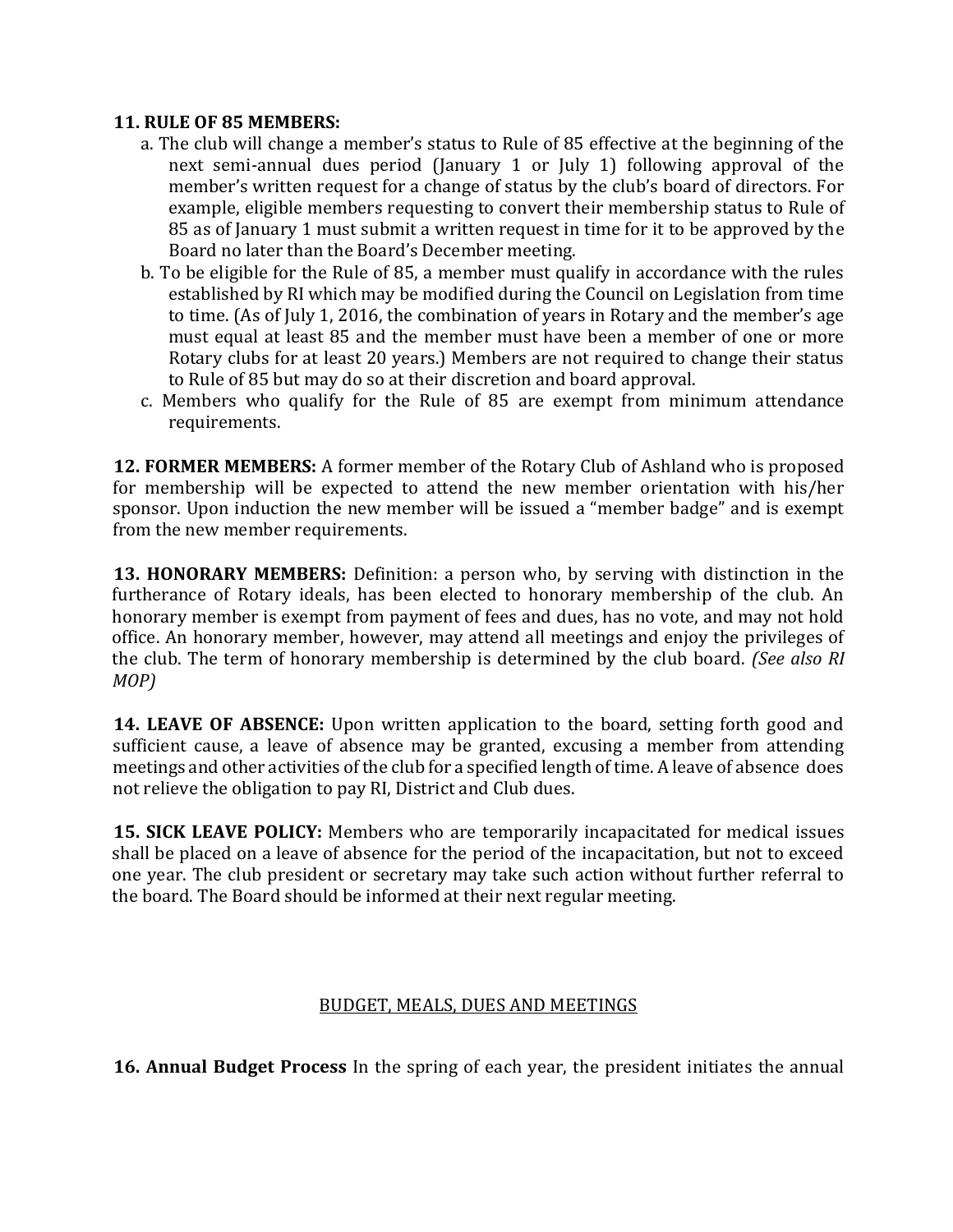**11. RULE OF 85 MEMBERS:**

a. The club will change a member's status to Rule of 85 effective at the beginning of the next semi-annual dues period (January 1 or July 1) following approval of the member's written request for a change of status by the club's board of directors. For example, eligible members requesting to convert their membership status to Rule of 85 as of January 1 must submit a written request in time for it to be approved by the Board no later than the Board's December meeting.

b. To be eligible for the Rule of 85, a member must qualify in accordance with the rules established by RI which may be modified during the Council on Legislation from time to time. (As of July 1, 2016, the combination of years in Rotary and the member's age must equal at least 85 and the member must have been a member of one or more Rotary clubs for at least 20 years.) Members are not required to change their status to Rule of 85 but may do so at their discretion and board approval.

c. Members who qualify for the Rule of 85 are exempt from minimum attendance requirements.

**12. FORMER MEMBERS:** A former member of the Rotary Club of Ashland who is proposed for membership will be expected to attend the new member orientation with his/her sponsor. Upon induction the new member will be issued a "member badge" and is exempt from the new member requirements.

**13. HONORARY MEMBERS:** Definition: a person who, by serving with distinction in the furtherance of Rotary ideals, has been elected to honorary membership of the club. An honorary member is exempt from payment of fees and dues, has no vote, and may not hold office. An honorary member, however, may attend all meetings and enjoy the privileges of the club. The term of honorary membership is determined by the club board. *(See also RI MOP)*

**14. LEAVE OF ABSENCE:** Upon written application to the board, setting forth good and sufficient cause, a leave of absence may be granted, excusing a member from attending meetings and other activities of the club for a specified length of time. A leave of absence does not relieve the obligation to pay RI, District and Club dues.

**15. SICK LEAVE POLICY:** Members who are temporarily incapacitated for medical issues shall be placed on a leave of absence for the period of the incapacitation, but not to exceed one year. The club president or secretary may take such action without further referral to the board. The Board should be informed at their next regular meeting.

## BUDGET, MEALS, DUES AND MEETINGS

**16. Annual Budget Process** In the spring of each year, the president initiates the annual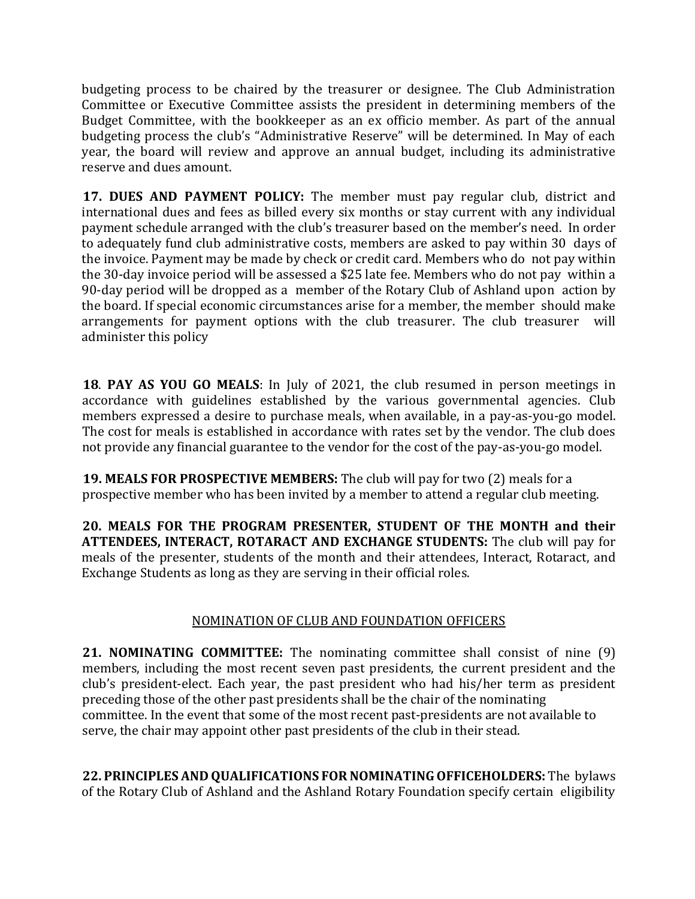budgeting process to be chaired by the treasurer or designee. The Club Administration Committee or Executive Committee assists the president in determining members of the Budget Committee, with the bookkeeper as an ex officio member. As part of the annual budgeting process the club's "Administrative Reserve" will be determined. In May of each year, the board will review and approve an annual budget, including its administrative reserve and dues amount.

**17. DUES AND PAYMENT POLICY:** The member must pay regular club, district and international dues and fees as billed every six months or stay current with any individual payment schedule arranged with the club's treasurer based on the member's need. In order to adequately fund club administrative costs, members are asked to pay within 30 days of the invoice. Payment may be made by check or credit card. Members who do not pay within the 30-day invoice period will be assessed a $25 late fee. Members who do not pay within a 90-day period will be dropped as a member of the Rotary Club of Ashland upon action by the board. If special economic circumstances arise for a member, the member should make arrangements for payment options with the club treasurer. The club treasurer will administer this policy

**18**. **PAY AS YOU GO MEALS**: In July of 2021, the club resumed in person meetings in accordance with guidelines established by the various governmental agencies. Club members expressed a desire to purchase meals, when available, in a pay-as-you-go model. The cost for meals is established in accordance with rates set by the vendor. The club does not provide any financial guarantee to the vendor for the cost of the pay-as-you-go model.

**19. MEALS FOR PROSPECTIVE MEMBERS:** The club will pay for two (2) meals for a prospective member who has been invited by a member to attend a regular club meeting.

**20. MEALS FOR THE PROGRAM PRESENTER, STUDENT OF THE MONTH and their ATTENDEES, INTERACT, ROTARACT AND EXCHANGE STUDENTS:** The club will pay for meals of the presenter, students of the month and their attendees, Interact, Rotaract, and Exchange Students as long as they are serving in their official roles.

## NOMINATION OF CLUB AND FOUNDATION OFFICERS

**21. NOMINATING COMMITTEE:** The nominating committee shall consist of nine (9) members, including the most recent seven past presidents, the current president and the club's president-elect. Each year, the past president who had his/her term as president preceding those of the other past presidents shall be the chair of the nominating committee. In the event that some of the most recent past-presidents are not available to serve, the chair may appoint other past presidents of the club in their stead.

**22. PRINCIPLES AND QUALIFICATIONS FOR NOMINATING OFFICEHOLDERS:** The bylaws of the Rotary Club of Ashland and the Ashland Rotary Foundation specify certain eligibility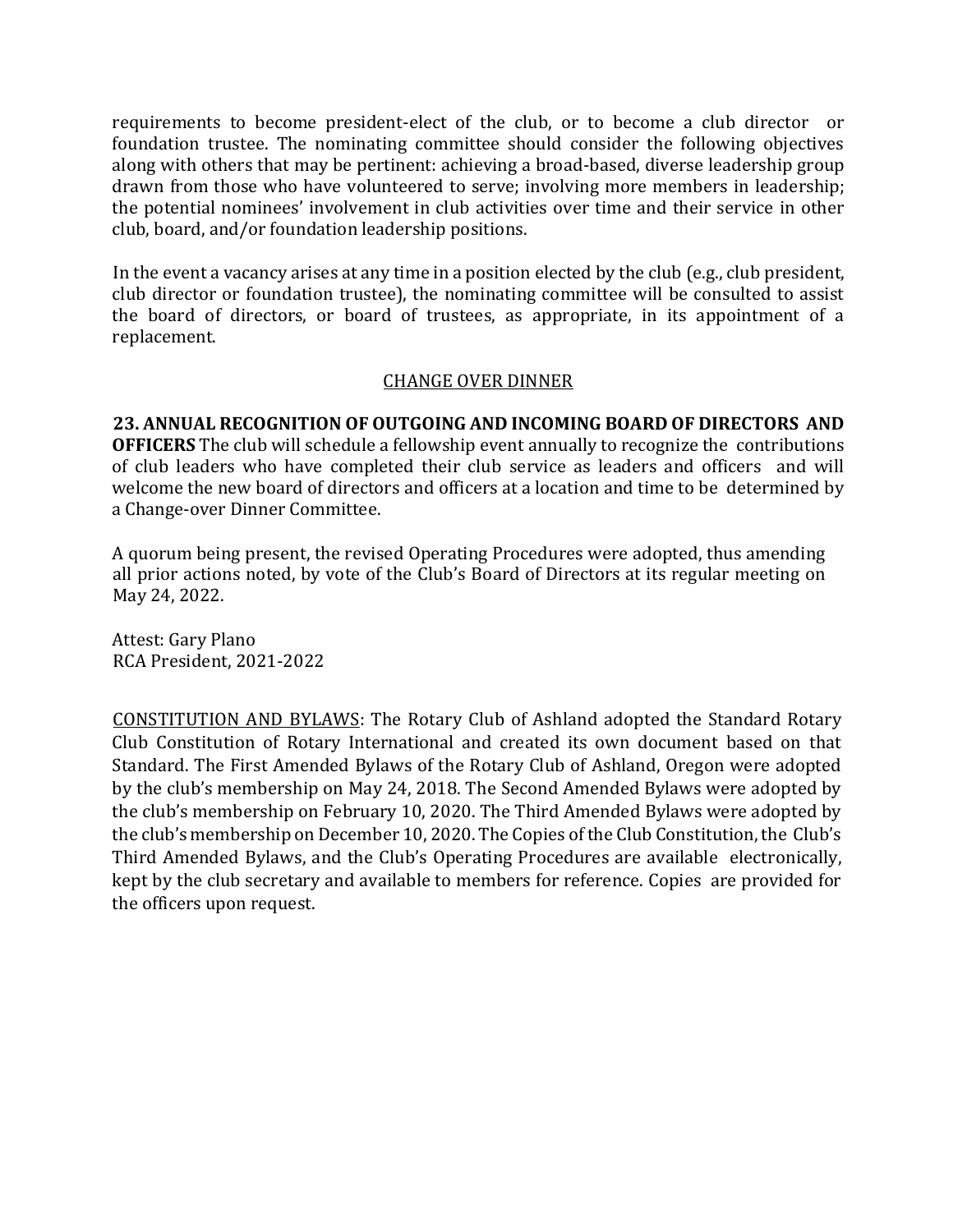requirements to become president-elect of the club, or to become a club director or foundation trustee. The nominating committee should consider the following objectives along with others that may be pertinent: achieving a broad-based, diverse leadership group drawn from those who have volunteered to serve; involving more members in leadership; the potential nominees' involvement in club activities over time and their service in other club, board, and/or foundation leadership positions.

In the event a vacancy arises at any time in a position elected by the club (e.g., club president, club director or foundation trustee), the nominating committee will be consulted to assist the board of directors, or board of trustees, as appropriate, in its appointment of a replacement.

## CHANGE OVER DINNER

**23. ANNUAL RECOGNITION OF OUTGOING AND INCOMING BOARD OF DIRECTORS AND OFFICERS** The club will schedule a fellowship event annually to recognize the contributions of club leaders who have completed their club service as leaders and officers and will welcome the new board of directors and officers at a location and time to be determined by a Change-over Dinner Committee.

A quorum being present, the revised Operating Procedures were adopted, thus amending all prior actions noted, by vote of the Club's Board of Directors at its regular meeting on May 24, 2022.

Attest: Gary Plano
RCA President, 2021-2022

CONSTITUTION AND BYLAWS: The Rotary Club of Ashland adopted the Standard Rotary Club Constitution of Rotary International and created its own document based on that Standard. The First Amended Bylaws of the Rotary Club of Ashland, Oregon were adopted by the club's membership on May 24, 2018. The Second Amended Bylaws were adopted by the club's membership on February 10, 2020. The Third Amended Bylaws were adopted by the club's membership on December 10, 2020. The Copies of the Club Constitution, the Club's Third Amended Bylaws, and the Club's Operating Procedures are available electronically, kept by the club secretary and available to members for reference. Copies are provided for the officers upon request.